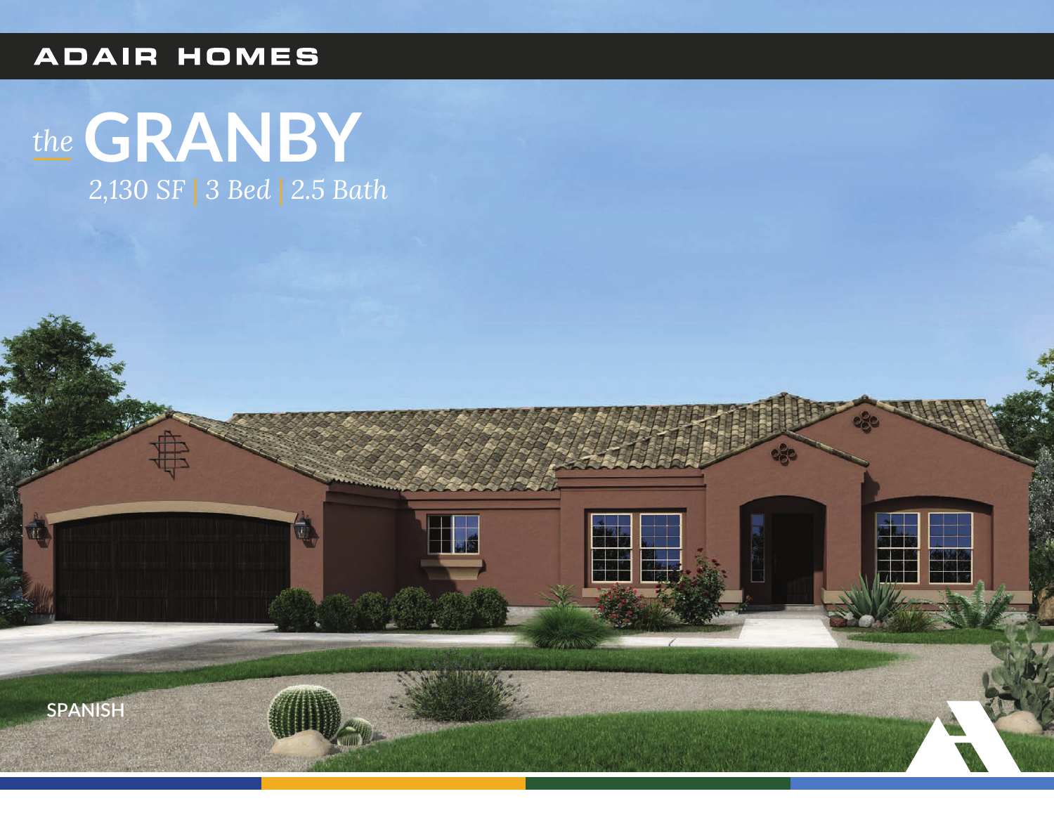ADAIR HOMES

# *the* GRANBY

*2,130 SF | 3 Bed | 2.5 Bath*

SPANISH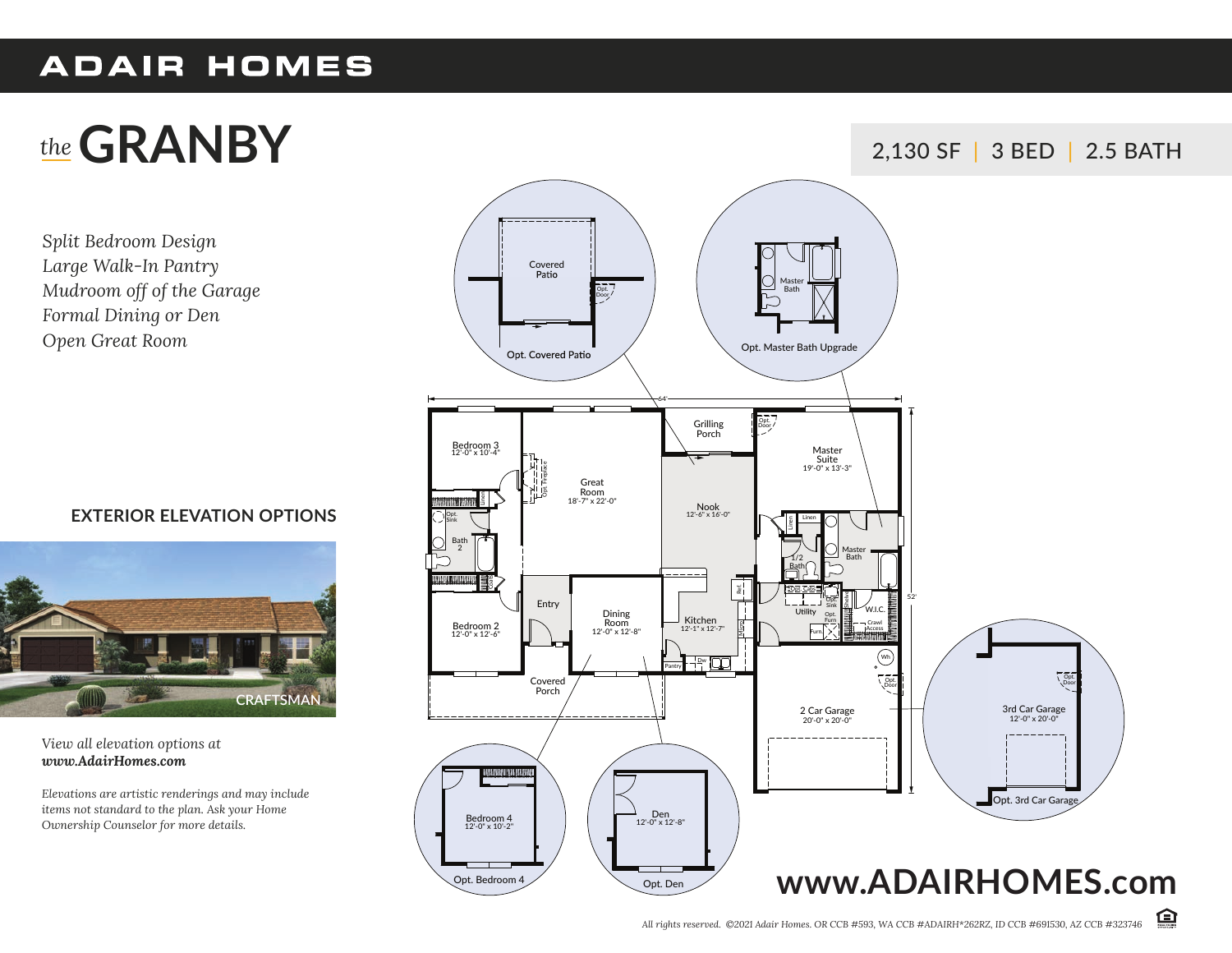# ADAIR HOMES

# the GRANBY

2,130 SF | 3 BED | 2.5 BATH

*Split Bedroom Design*
*Large Walk-In Pantry*
*Mudroom off of the Garage*
*Formal Dining or Den*
*Open Great Room*

## EXTERIOR ELEVATION OPTIONS

CRAFTSMAN

*View all elevation options at*
***www.AdairHomes.com***

*Elevations are artistic renderings and may include items not standard to the plan. Ask your Home Ownership Counselor for more details.*

Covered Patio
Opt. Door
Opt. Covered Patio

Master Bath
Opt. Master Bath Upgrade

64'

Bedroom 3
12'-0" x 10'-4"

Great Room
18'-7" x 22'-0"

Opt. Fireplace

Grilling Porch

Opt. Door

Master Suite
19'-0" x 13'-3"

Nook
12'-6" x 16'-0"

Linen

Opt. Sink

Bath 2

Linen

Linen

1/2 Bath

Master Bath

52'

Entry

Bedroom 2
12'-0" x 12'-6"

Dining Room
12'-0" x 12'-8"

Kitchen
12'-1" x 12'-7"

Ref.

Opt. Cabs

Opt. Sink

Utility

Opt. Furn

Furn.

W.I.C.

Crawl Access

Pantry

DW

Covered Porch

Wh

Opt. Door

2 Car Garage
20'-0" x 20'-0"

3rd Car Garage
12'-0" x 20'-0"
Opt. Door
Opt. 3rd Car Garage

Bedroom 4
12'-0" x 10'-2"
Opt. Bedroom 4

Den
12'-0" x 12'-8"
Opt. Den

# www.ADAIRHOMES.com

*All rights reserved. ©2021 Adair Homes. OR CCB #593, WA CCB #ADAIRH*262RZ, ID CCB #691530, AZ CCB #323746*